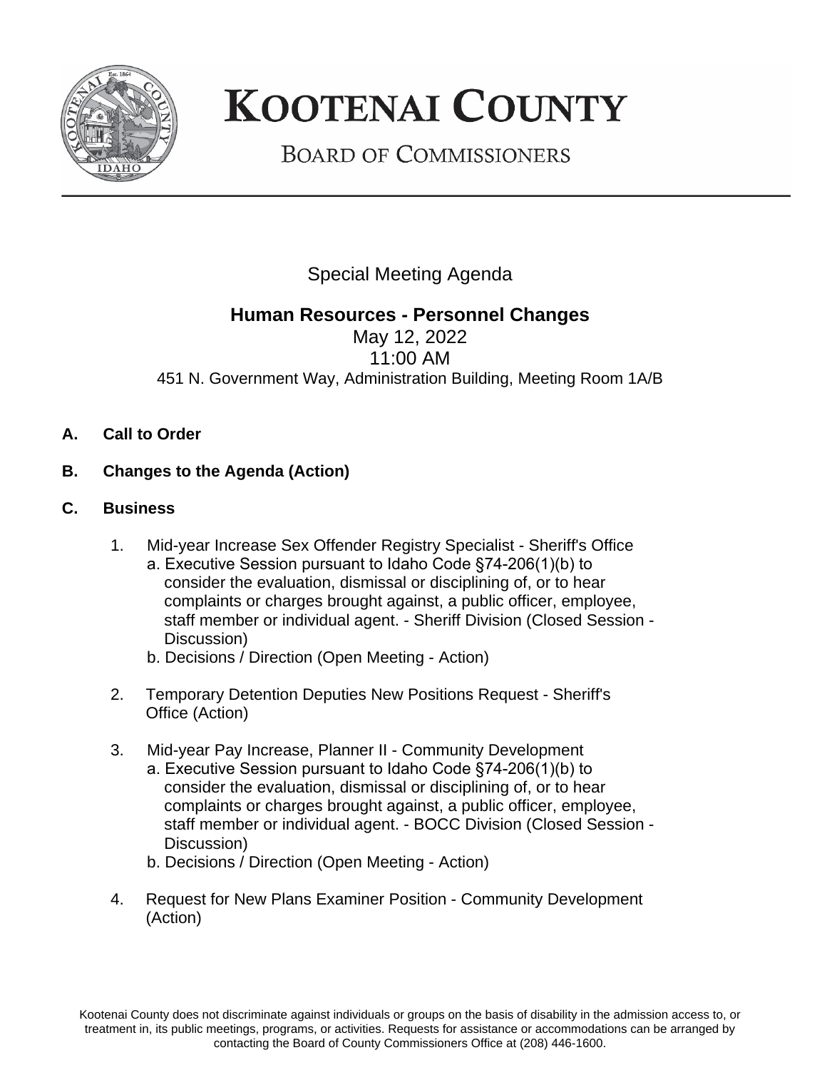# KOOTENAI COUNTY

## BOARD OF COMMISSIONERS

Special Meeting Agenda

**Human Resources - Personnel Changes**

May 12, 2022

11:00 AM

451 N. Government Way, Administration Building, Meeting Room 1A/B

**A. Call to Order**

**B. Changes to the Agenda (Action)**

**C. Business**

1. Mid-year Increase Sex Offender Registry Specialist - Sheriff's Office
   - a. Executive Session pursuant to Idaho Code §74-206(1)(b) to consider the evaluation, dismissal or disciplining of, or to hear complaints or charges brought against, a public officer, employee, staff member or individual agent. - Sheriff Division (Closed Session - Discussion)
   - b. Decisions / Direction (Open Meeting - Action)

2. Temporary Detention Deputies New Positions Request - Sheriff's Office (Action)

3. Mid-year Pay Increase, Planner II - Community Development
   - a. Executive Session pursuant to Idaho Code §74-206(1)(b) to consider the evaluation, dismissal or disciplining of, or to hear complaints or charges brought against, a public officer, employee, staff member or individual agent. - BOCC Division (Closed Session - Discussion)
   - b. Decisions / Direction (Open Meeting - Action)

4. Request for New Plans Examiner Position - Community Development (Action)

Kootenai County does not discriminate against individuals or groups on the basis of disability in the admission access to, or treatment in, its public meetings, programs, or activities. Requests for assistance or accommodations can be arranged by contacting the Board of County Commissioners Office at (208) 446-1600.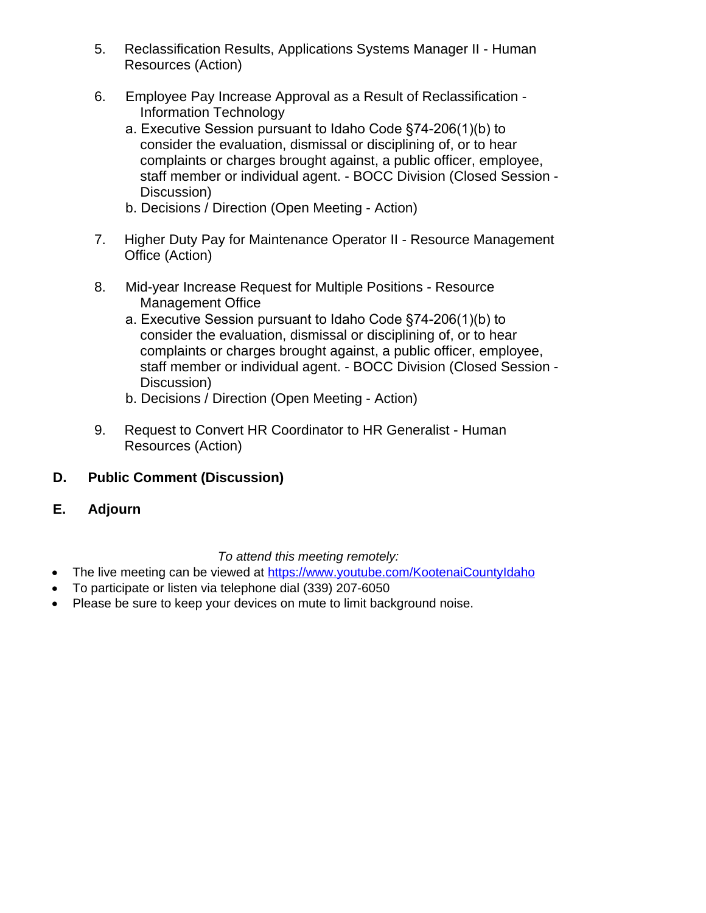5. Reclassification Results, Applications Systems Manager II - Human Resources (Action)

6. Employee Pay Increase Approval as a Result of Reclassification - Information Technology
   a. Executive Session pursuant to Idaho Code §74-206(1)(b) to consider the evaluation, dismissal or disciplining of, or to hear complaints or charges brought against, a public officer, employee, staff member or individual agent. - BOCC Division (Closed Session - Discussion)
   b. Decisions / Direction (Open Meeting - Action)

7. Higher Duty Pay for Maintenance Operator II - Resource Management Office (Action)

8. Mid-year Increase Request for Multiple Positions - Resource Management Office
   a. Executive Session pursuant to Idaho Code §74-206(1)(b) to consider the evaluation, dismissal or disciplining of, or to hear complaints or charges brought against, a public officer, employee, staff member or individual agent. - BOCC Division (Closed Session - Discussion)
   b. Decisions / Direction (Open Meeting - Action)

9. Request to Convert HR Coordinator to HR Generalist - Human Resources (Action)

**D. Public Comment (Discussion)**

**E. Adjourn**

*To attend this meeting remotely:*

- The live meeting can be viewed at https://www.youtube.com/KootenaiCountyIdaho
- To participate or listen via telephone dial (339) 207-6050
- Please be sure to keep your devices on mute to limit background noise.